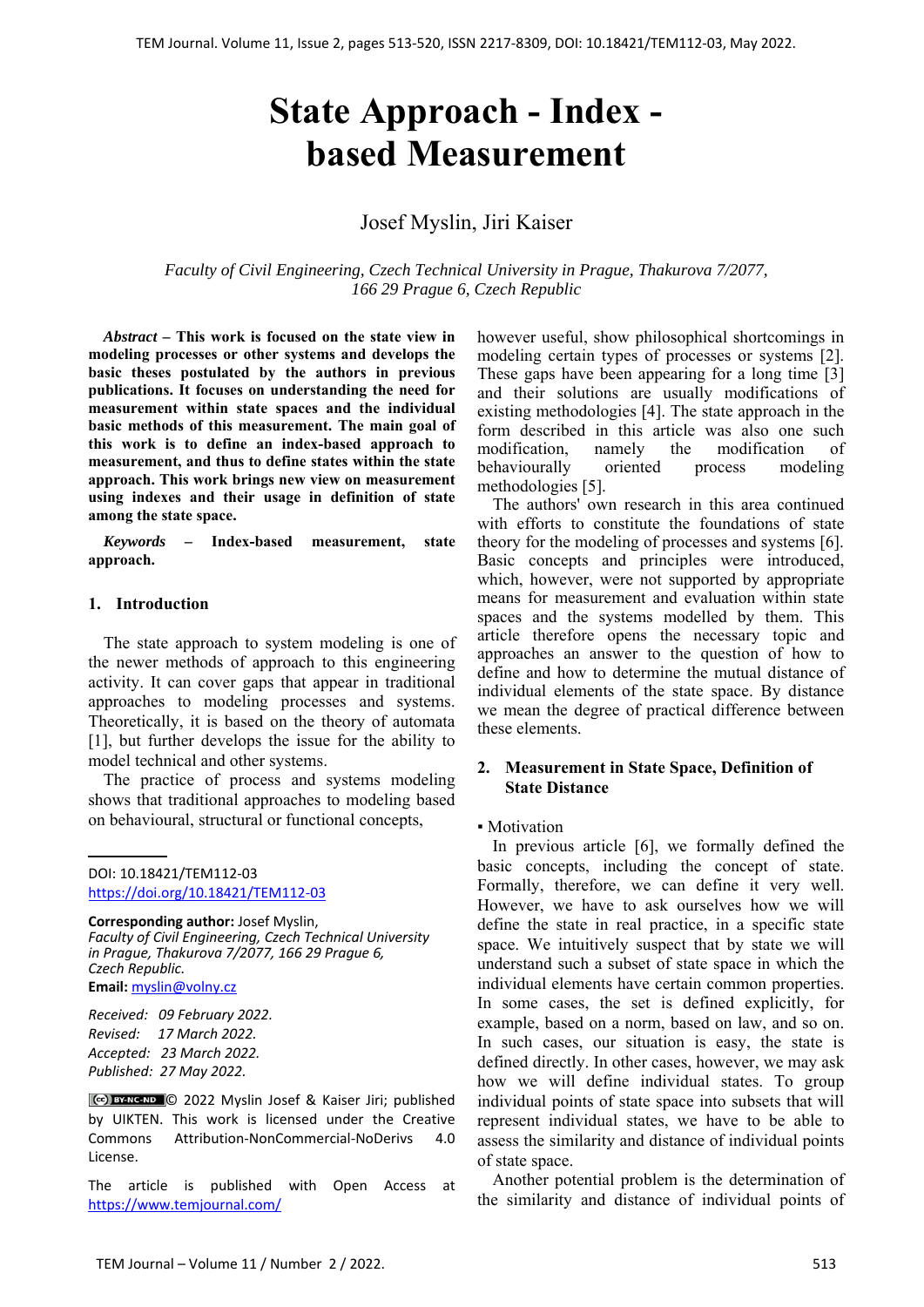# State Approach - Index - based Measurement

Josef Myslin, Jiri Kaiser

*Faculty of Civil Engineering, Czech Technical University in Prague, Thakurova 7/2077, 166 29 Prague 6, Czech Republic*

***Abstract* – This work is focused on the state view in modeling processes or other systems and develops the basic theses postulated by the authors in previous publications. It focuses on understanding the need for measurement within state spaces and the individual basic methods of this measurement. The main goal of this work is to define an index-based approach to measurement, and thus to define states within the state approach. This work brings new view on measurement using indexes and their usage in definition of state among the state space.**

***Keywords* – Index-based measurement, state approach.**

## 1. Introduction

The state approach to system modeling is one of the newer methods of approach to this engineering activity. It can cover gaps that appear in traditional approaches to modeling processes and systems. Theoretically, it is based on the theory of automata [1], but further develops the issue for the ability to model technical and other systems.

The practice of process and systems modeling shows that traditional approaches to modeling based on behavioural, structural or functional concepts, however useful, show philosophical shortcomings in modeling certain types of processes or systems [2]. These gaps have been appearing for a long time [3] and their solutions are usually modifications of existing methodologies [4]. The state approach in the form described in this article was also one such modification, namely the modification of behaviourally oriented process modeling methodologies [5].

The authors' own research in this area continued with efforts to constitute the foundations of state theory for the modeling of processes and systems [6]. Basic concepts and principles were introduced, which, however, were not supported by appropriate means for measurement and evaluation within state spaces and the systems modelled by them. This article therefore opens the necessary topic and approaches an answer to the question of how to define and how to determine the mutual distance of individual elements of the state space. By distance we mean the degree of practical difference between these elements.

DOI: 10.18421/TEM112-03
https://doi.org/10.18421/TEM112-03

**Corresponding author:** Josef Myslin,
*Faculty of Civil Engineering, Czech Technical University in Prague, Thakurova 7/2077, 166 29 Prague 6, Czech Republic.*
**Email:** myslin@volny.cz

*Received: 09 February 2022.*
*Revised: 17 March 2022.*
*Accepted: 23 March 2022.*
*Published: 27 May 2022.*

© 2022 Myslin Josef & Kaiser Jiri; published by UIKTEN. This work is licensed under the Creative Commons Attribution-NonCommercial-NoDerivs 4.0 License.

The article is published with Open Access at https://www.temjournal.com/

## 2. Measurement in State Space, Definition of State Distance

▪ Motivation

In previous article [6], we formally defined the basic concepts, including the concept of state. Formally, therefore, we can define it very well. However, we have to ask ourselves how we will define the state in real practice, in a specific state space. We intuitively suspect that by state we will understand such a subset of state space in which the individual elements have certain common properties. In some cases, the set is defined explicitly, for example, based on a norm, based on law, and so on. In such cases, our situation is easy, the state is defined directly. In other cases, however, we may ask how we will define individual states. To group individual points of state space into subsets that will represent individual states, we have to be able to assess the similarity and distance of individual points of state space.

Another potential problem is the determination of the similarity and distance of individual points of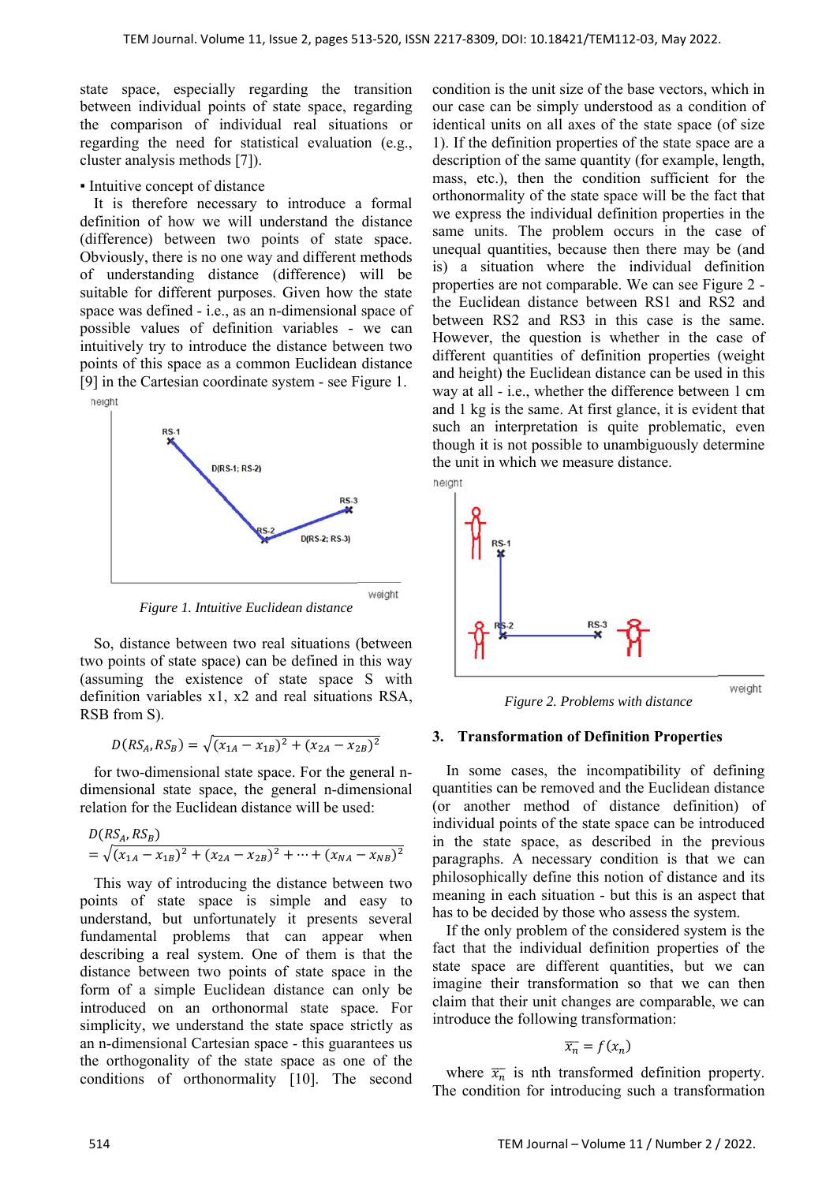state space, especially regarding the transition between individual points of state space, regarding the comparison of individual real situations or regarding the need for statistical evaluation (e.g., cluster analysis methods [7]).

▪ Intuitive concept of distance

It is therefore necessary to introduce a formal definition of how we will understand the distance (difference) between two points of state space. Obviously, there is no one way and different methods of understanding distance (difference) will be suitable for different purposes. Given how the state space was defined - i.e., as an n-dimensional space of possible values of definition variables - we can intuitively try to introduce the distance between two points of this space as a common Euclidean distance [9] in the Cartesian coordinate system - see Figure 1.

*Figure 1. Intuitive Euclidean distance*

So, distance between two real situations (between two points of state space) can be defined in this way (assuming the existence of state space S with definition variables x1, x2 and real situations RSA, RSB from S).

$$D(RS_A, RS_B) = \sqrt{(x_{1A} - x_{1B})^2 + (x_{2A} - x_{2B})^2}$$

for two-dimensional state space. For the general n-dimensional state space, the general n-dimensional relation for the Euclidean distance will be used:

$$D(RS_A, RS_B) = \sqrt{(x_{1A} - x_{1B})^2 + (x_{2A} - x_{2B})^2 + \cdots + (x_{NA} - x_{NB})^2}$$

This way of introducing the distance between two points of state space is simple and easy to understand, but unfortunately it presents several fundamental problems that can appear when describing a real system. One of them is that the distance between two points of state space in the form of a simple Euclidean distance can only be introduced on an orthonormal state space. For simplicity, we understand the state space strictly as an n-dimensional Cartesian space - this guarantees us the orthogonality of the state space as one of the conditions of orthonormality [10]. The second condition is the unit size of the base vectors, which in our case can be simply understood as a condition of identical units on all axes of the state space (of size 1). If the definition properties of the state space are a description of the same quantity (for example, length, mass, etc.), then the condition sufficient for the orthonormality of the state space will be the fact that we express the individual definition properties in the same units. The problem occurs in the case of unequal quantities, because then there may be (and is) a situation where the individual definition properties are not comparable. We can see Figure 2 - the Euclidean distance between RS1 and RS2 and between RS2 and RS3 in this case is the same. However, the question is whether in the case of different quantities of definition properties (weight and height) the Euclidean distance can be used in this way at all - i.e., whether the difference between 1 cm and 1 kg is the same. At first glance, it is evident that such an interpretation is quite problematic, even though it is not possible to unambiguously determine the unit in which we measure distance.

*Figure 2. Problems with distance*

## 3. Transformation of Definition Properties

In some cases, the incompatibility of defining quantities can be removed and the Euclidean distance (or another method of distance definition) of individual points of the state space can be introduced in the state space, as described in the previous paragraphs. A necessary condition is that we can philosophically define this notion of distance and its meaning in each situation - but this is an aspect that has to be decided by those who assess the system.

If the only problem of the considered system is the fact that the individual definition properties of the state space are different quantities, but we can imagine their transformation so that we can then claim that their unit changes are comparable, we can introduce the following transformation:

$$\overline{x_n} = f(x_n)$$

where $\overline{x_n}$ is nth transformed definition property. The condition for introducing such a transformation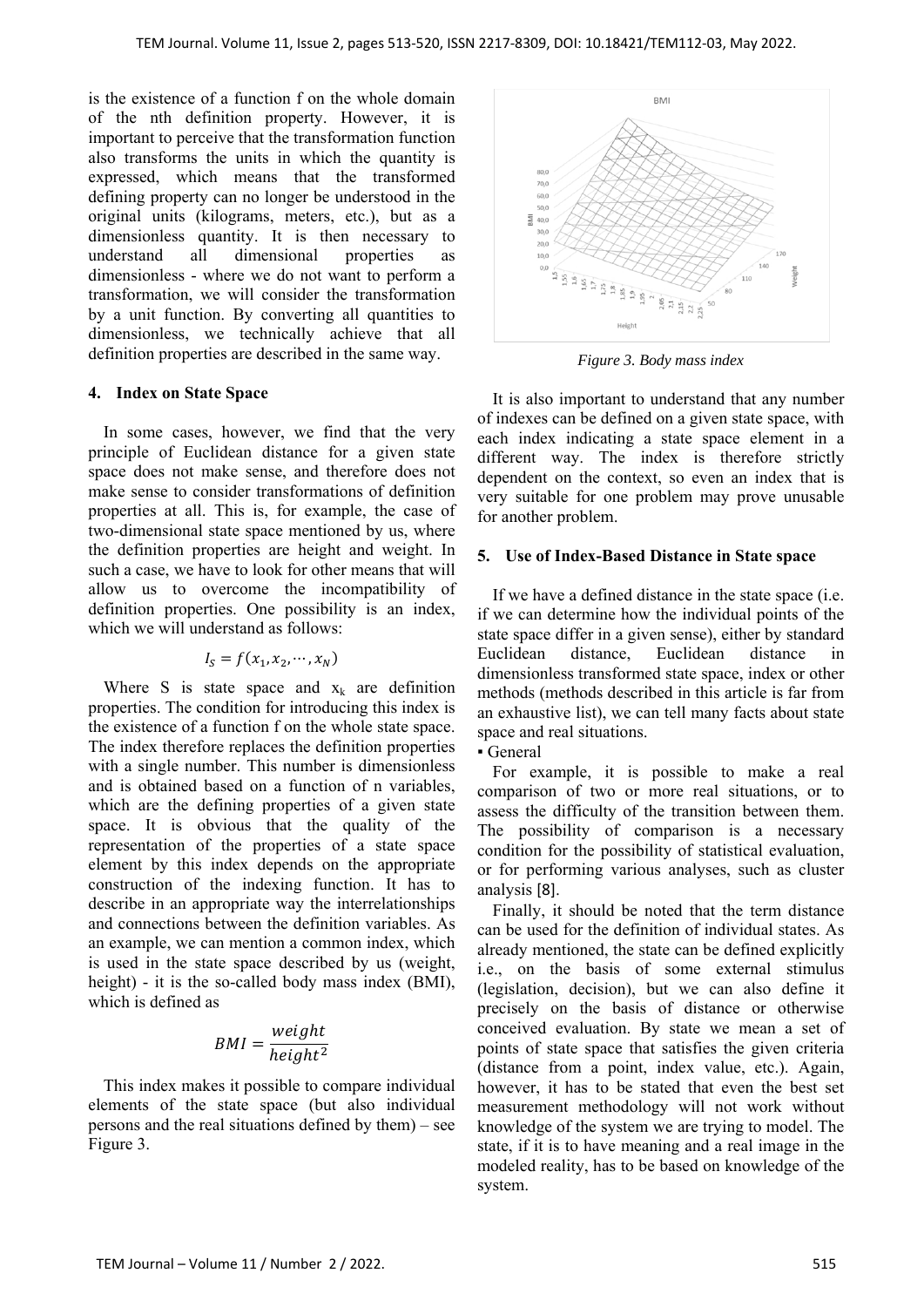is the existence of a function f on the whole domain of the nth definition property. However, it is important to perceive that the transformation function also transforms the units in which the quantity is expressed, which means that the transformed defining property can no longer be understood in the original units (kilograms, meters, etc.), but as a dimensionless quantity. It is then necessary to understand all dimensional properties as dimensionless - where we do not want to perform a transformation, we will consider the transformation by a unit function. By converting all quantities to dimensionless, we technically achieve that all definition properties are described in the same way.

## 4. Index on State Space

In some cases, however, we find that the very principle of Euclidean distance for a given state space does not make sense, and therefore does not make sense to consider transformations of definition properties at all. This is, for example, the case of two-dimensional state space mentioned by us, where the definition properties are height and weight. In such a case, we have to look for other means that will allow us to overcome the incompatibility of definition properties. One possibility is an index, which we will understand as follows:

$$I_S = f(x_1, x_2, \cdots, x_N)$$

Where S is state space and $x_k$ are definition properties. The condition for introducing this index is the existence of a function f on the whole state space. The index therefore replaces the definition properties with a single number. This number is dimensionless and is obtained based on a function of n variables, which are the defining properties of a given state space. It is obvious that the quality of the representation of the properties of a state space element by this index depends on the appropriate construction of the indexing function. It has to describe in an appropriate way the interrelationships and connections between the definition variables. As an example, we can mention a common index, which is used in the state space described by us (weight, height) - it is the so-called body mass index (BMI), which is defined as

$$BMI = \frac{weight}{height^2}$$

This index makes it possible to compare individual elements of the state space (but also individual persons and the real situations defined by them) – see Figure 3.

*Figure 3. Body mass index*

It is also important to understand that any number of indexes can be defined on a given state space, with each index indicating a state space element in a different way. The index is therefore strictly dependent on the context, so even an index that is very suitable for one problem may prove unusable for another problem.

## 5. Use of Index-Based Distance in State space

If we have a defined distance in the state space (i.e. if we can determine how the individual points of the state space differ in a given sense), either by standard Euclidean distance, Euclidean distance in dimensionless transformed state space, index or other methods (methods described in this article is far from an exhaustive list), we can tell many facts about state space and real situations.

▪ General

For example, it is possible to make a real comparison of two or more real situations, or to assess the difficulty of the transition between them. The possibility of comparison is a necessary condition for the possibility of statistical evaluation, or for performing various analyses, such as cluster analysis [8].

Finally, it should be noted that the term distance can be used for the definition of individual states. As already mentioned, the state can be defined explicitly i.e., on the basis of some external stimulus (legislation, decision), but we can also define it precisely on the basis of distance or otherwise conceived evaluation. By state we mean a set of points of state space that satisfies the given criteria (distance from a point, index value, etc.). Again, however, it has to be stated that even the best set measurement methodology will not work without knowledge of the system we are trying to model. The state, if it is to have meaning and a real image in the modeled reality, has to be based on knowledge of the system.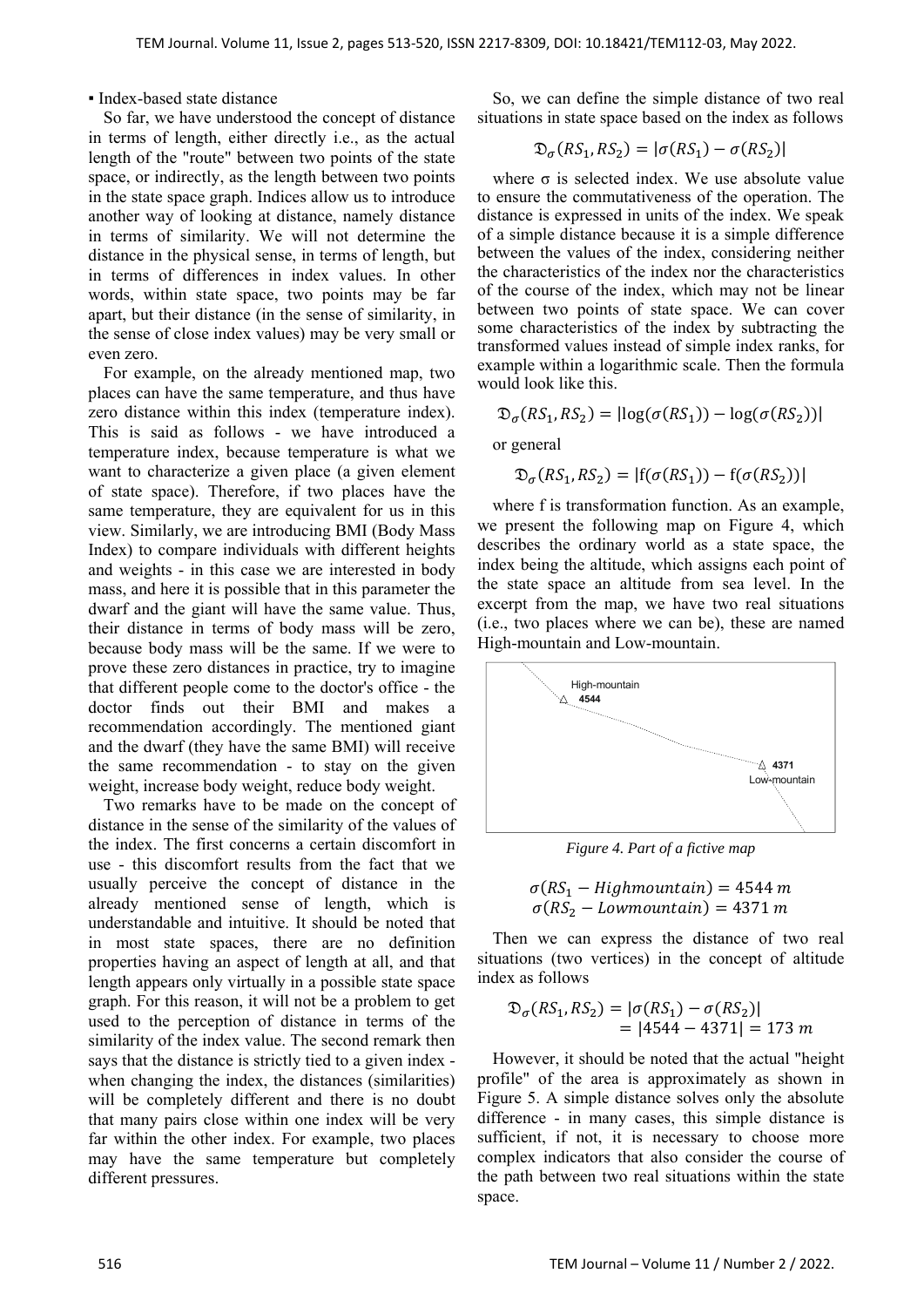▪ Index-based state distance

So far, we have understood the concept of distance in terms of length, either directly i.e., as the actual length of the "route" between two points of the state space, or indirectly, as the length between two points in the state space graph. Indices allow us to introduce another way of looking at distance, namely distance in terms of similarity. We will not determine the distance in the physical sense, in terms of length, but in terms of differences in index values. In other words, within state space, two points may be far apart, but their distance (in the sense of similarity, in the sense of close index values) may be very small or even zero.

For example, on the already mentioned map, two places can have the same temperature, and thus have zero distance within this index (temperature index). This is said as follows - we have introduced a temperature index, because temperature is what we want to characterize a given place (a given element of state space). Therefore, if two places have the same temperature, they are equivalent for us in this view. Similarly, we are introducing BMI (Body Mass Index) to compare individuals with different heights and weights - in this case we are interested in body mass, and here it is possible that in this parameter the dwarf and the giant will have the same value. Thus, their distance in terms of body mass will be zero, because body mass will be the same. If we were to prove these zero distances in practice, try to imagine that different people come to the doctor's office - the doctor finds out their BMI and makes a recommendation accordingly. The mentioned giant and the dwarf (they have the same BMI) will receive the same recommendation - to stay on the given weight, increase body weight, reduce body weight.

Two remarks have to be made on the concept of distance in the sense of the similarity of the values of the index. The first concerns a certain discomfort in use - this discomfort results from the fact that we usually perceive the concept of distance in the already mentioned sense of length, which is understandable and intuitive. It should be noted that in most state spaces, there are no definition properties having an aspect of length at all, and that length appears only virtually in a possible state space graph. For this reason, it will not be a problem to get used to the perception of distance in terms of the similarity of the index value. The second remark then says that the distance is strictly tied to a given index - when changing the index, the distances (similarities) will be completely different and there is no doubt that many pairs close within one index will be very far within the other index. For example, two places may have the same temperature but completely different pressures.

So, we can define the simple distance of two real situations in state space based on the index as follows

$$\mathfrak{D}_{\sigma}(RS_1, RS_2) = |\sigma(RS_1) - \sigma(RS_2)|$$

where σ is selected index. We use absolute value to ensure the commutativeness of the operation. The distance is expressed in units of the index. We speak of a simple distance because it is a simple difference between the values of the index, considering neither the characteristics of the index nor the characteristics of the course of the index, which may not be linear between two points of state space. We can cover some characteristics of the index by subtracting the transformed values instead of simple index ranks, for example within a logarithmic scale. Then the formula would look like this.

$$\mathfrak{D}_{\sigma}(RS_1, RS_2) = |\log(\sigma(RS_1)) - \log(\sigma(RS_2))|$$

or general

$$\mathfrak{D}_{\sigma}(RS_1, RS_2) = |\mathrm{f}(\sigma(RS_1)) - \mathrm{f}(\sigma(RS_2))|$$

where f is transformation function. As an example, we present the following map on Figure 4, which describes the ordinary world as a state space, the index being the altitude, which assigns each point of the state space an altitude from sea level. In the excerpt from the map, we have two real situations (i.e., two places where we can be), these are named High-mountain and Low-mountain.

*Figure 4. Part of a fictive map*

$$\sigma(RS_1 - Highmountain) = 4544\ m$$
$$\sigma(RS_2 - Lowmountain) = 4371\ m$$

Then we can express the distance of two real situations (two vertices) in the concept of altitude index as follows

$$\mathfrak{D}_{\sigma}(RS_1, RS_2) = |\sigma(RS_1) - \sigma(RS_2)| = |4544 - 4371| = 173\ m$$

However, it should be noted that the actual "height profile" of the area is approximately as shown in Figure 5. A simple distance solves only the absolute difference - in many cases, this simple distance is sufficient, if not, it is necessary to choose more complex indicators that also consider the course of the path between two real situations within the state space.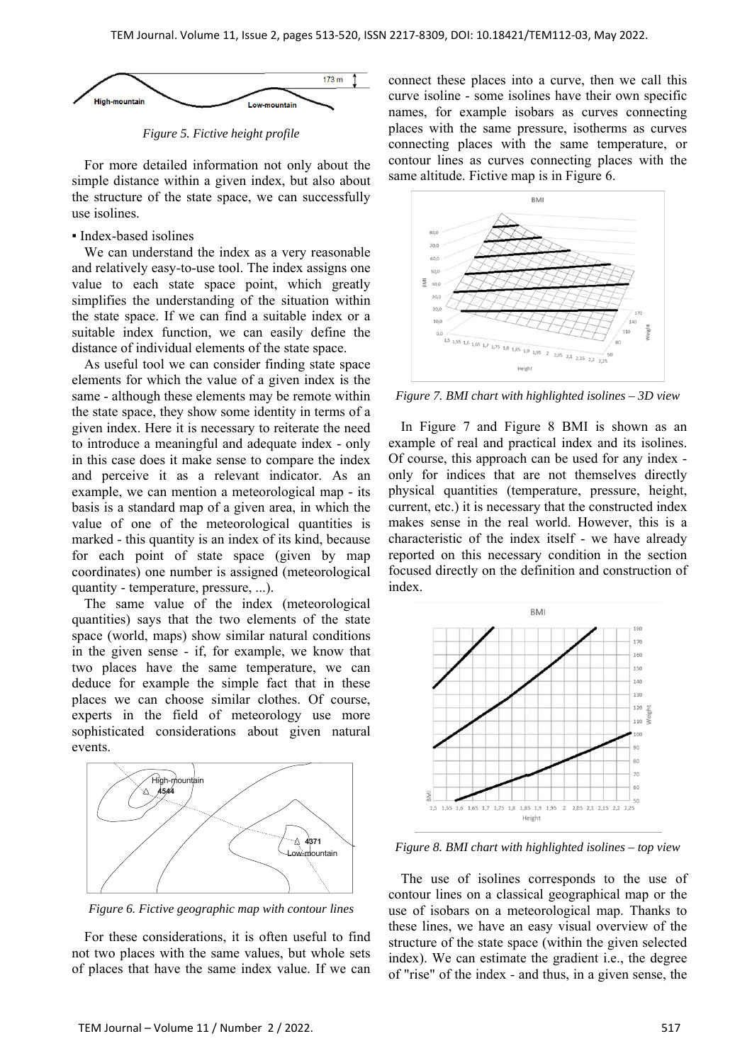*Figure 5. Fictive height profile*

For more detailed information not only about the simple distance within a given index, but also about the structure of the state space, we can successfully use isolines.

▪ Index-based isolines

We can understand the index as a very reasonable and relatively easy-to-use tool. The index assigns one value to each state space point, which greatly simplifies the understanding of the situation within the state space. If we can find a suitable index or a suitable index function, we can easily define the distance of individual elements of the state space.

As useful tool we can consider finding state space elements for which the value of a given index is the same - although these elements may be remote within the state space, they show some identity in terms of a given index. Here it is necessary to reiterate the need to introduce a meaningful and adequate index - only in this case does it make sense to compare the index and perceive it as a relevant indicator. As an example, we can mention a meteorological map - its basis is a standard map of a given area, in which the value of one of the meteorological quantities is marked - this quantity is an index of its kind, because for each point of state space (given by map coordinates) one number is assigned (meteorological quantity - temperature, pressure, ...).

The same value of the index (meteorological quantities) says that the two elements of the state space (world, maps) show similar natural conditions in the given sense - if, for example, we know that two places have the same temperature, we can deduce for example the simple fact that in these places we can choose similar clothes. Of course, experts in the field of meteorology use more sophisticated considerations about given natural events.

*Figure 6. Fictive geographic map with contour lines*

For these considerations, it is often useful to find not two places with the same values, but whole sets of places that have the same index value. If we can connect these places into a curve, then we call this curve isoline - some isolines have their own specific names, for example isobars as curves connecting places with the same pressure, isotherms as curves connecting places with the same temperature, or contour lines as curves connecting places with the same altitude. Fictive map is in Figure 6.

*Figure 7. BMI chart with highlighted isolines – 3D view*

In Figure 7 and Figure 8 BMI is shown as an example of real and practical index and its isolines. Of course, this approach can be used for any index - only for indices that are not themselves directly physical quantities (temperature, pressure, height, current, etc.) it is necessary that the constructed index makes sense in the real world. However, this is a characteristic of the index itself - we have already reported on this necessary condition in the section focused directly on the definition and construction of index.

*Figure 8. BMI chart with highlighted isolines – top view*

The use of isolines corresponds to the use of contour lines on a classical geographical map or the use of isobars on a meteorological map. Thanks to these lines, we have an easy visual overview of the structure of the state space (within the given selected index). We can estimate the gradient i.e., the degree of "rise" of the index - and thus, in a given sense, the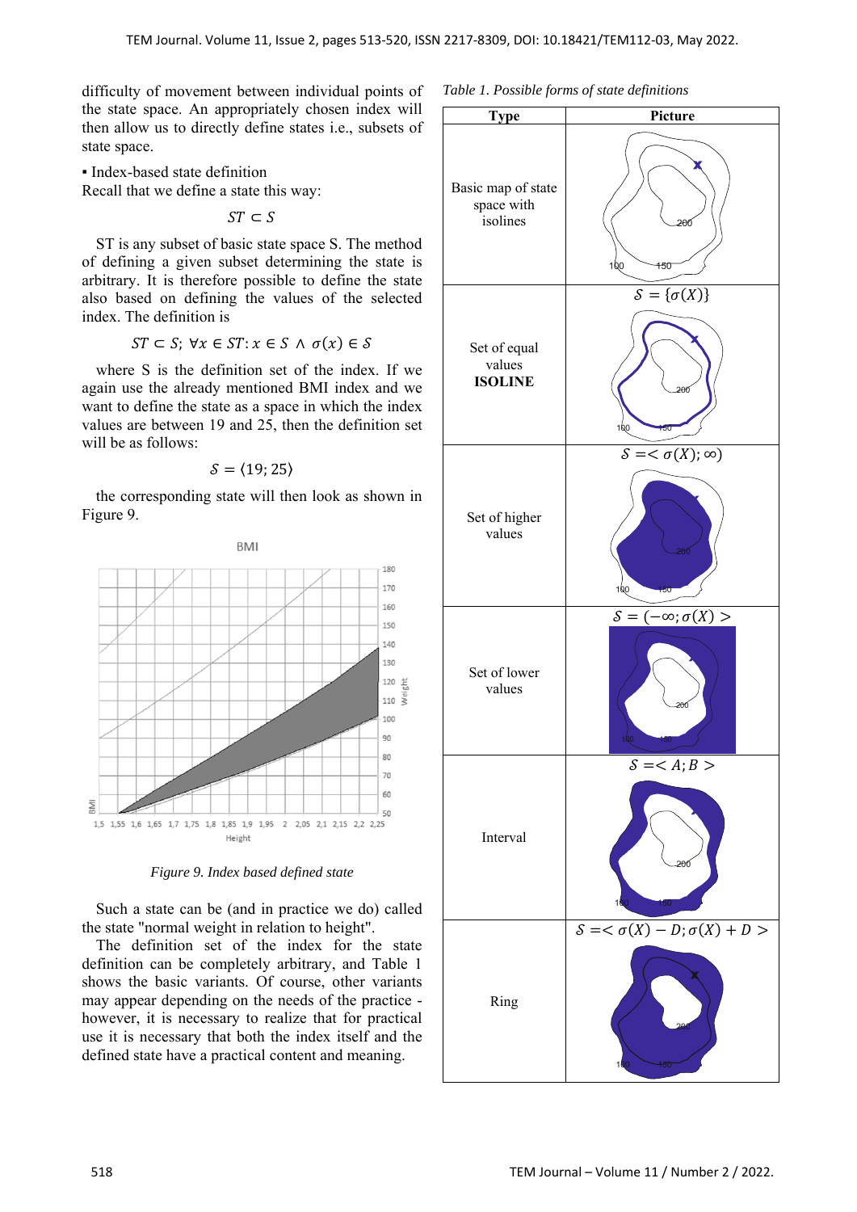difficulty of movement between individual points of the state space. An appropriately chosen index will then allow us to directly define states i.e., subsets of state space.

▪ Index-based state definition

Recall that we define a state this way:

$$ST \subset S$$

ST is any subset of basic state space S. The method of defining a given subset determining the state is arbitrary. It is therefore possible to define the state also based on defining the values of the selected index. The definition is

$$ST \subset S;\ \forall x \in ST: x \in S \wedge \sigma(x) \in \mathcal{S}$$

where S is the definition set of the index. If we again use the already mentioned BMI index and we want to define the state as a space in which the index values are between 19 and 25, then the definition set will be as follows:

$$\mathcal{S} = \langle 19; 25 \rangle$$

the corresponding state will then look as shown in Figure 9.

*Figure 9. Index based defined state*

Such a state can be (and in practice we do) called the state "normal weight in relation to height".

The definition set of the index for the state definition can be completely arbitrary, and Table 1 shows the basic variants. Of course, other variants may appear depending on the needs of the practice - however, it is necessary to realize that for practical use it is necessary that both the index itself and the defined state have a practical content and meaning.

*Table 1. Possible forms of state definitions*

| Type | Picture |
|---|---|
| Basic map of state space with isolines | |
| Set of equal values **ISOLINE** | $\mathcal{S} = \{\sigma(X)\}$ |
| Set of higher values | $\mathcal{S} = <\sigma(X); \infty)$ |
| Set of lower values | $\mathcal{S} = (-\infty; \sigma(X) >$ |
| Interval | $\mathcal{S} = < A; B >$ |
| Ring | $\mathcal{S} = <\sigma(X) - D; \sigma(X) + D >$ |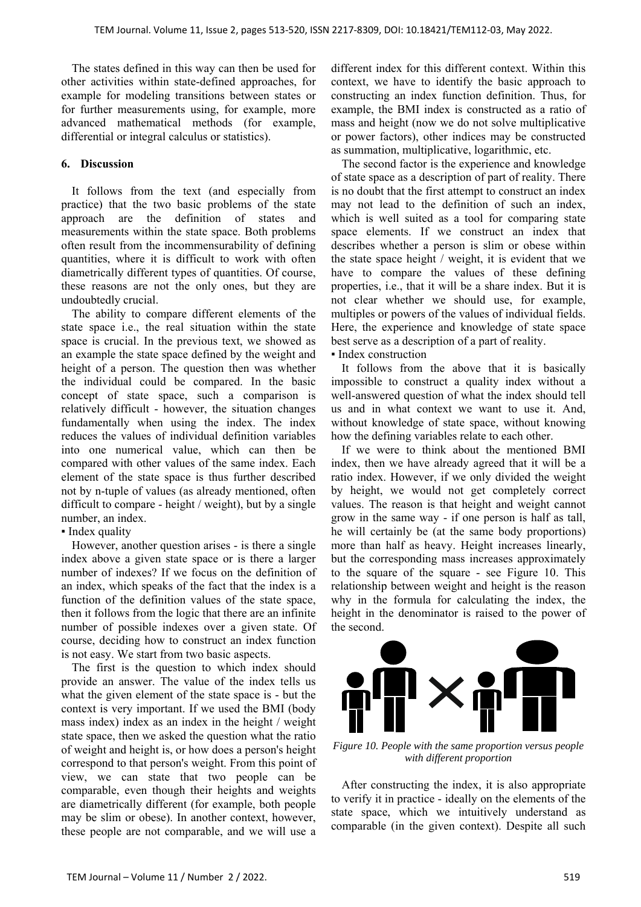The states defined in this way can then be used for other activities within state-defined approaches, for example for modeling transitions between states or for further measurements using, for example, more advanced mathematical methods (for example, differential or integral calculus or statistics).

## 6. Discussion

It follows from the text (and especially from practice) that the two basic problems of the state approach are the definition of states and measurements within the state space. Both problems often result from the incommensurability of defining quantities, where it is difficult to work with often diametrically different types of quantities. Of course, these reasons are not the only ones, but they are undoubtedly crucial.

The ability to compare different elements of the state space i.e., the real situation within the state space is crucial. In the previous text, we showed as an example the state space defined by the weight and height of a person. The question then was whether the individual could be compared. In the basic concept of state space, such a comparison is relatively difficult - however, the situation changes fundamentally when using the index. The index reduces the values of individual definition variables into one numerical value, which can then be compared with other values of the same index. Each element of the state space is thus further described not by n-tuple of values (as already mentioned, often difficult to compare - height / weight), but by a single number, an index.

▪ Index quality

However, another question arises - is there a single index above a given state space or is there a larger number of indexes? If we focus on the definition of an index, which speaks of the fact that the index is a function of the definition values of the state space, then it follows from the logic that there are an infinite number of possible indexes over a given state. Of course, deciding how to construct an index function is not easy. We start from two basic aspects.

The first is the question to which index should provide an answer. The value of the index tells us what the given element of the state space is - but the context is very important. If we used the BMI (body mass index) index as an index in the height / weight state space, then we asked the question what the ratio of weight and height is, or how does a person's height correspond to that person's weight. From this point of view, we can state that two people can be comparable, even though their heights and weights are diametrically different (for example, both people may be slim or obese). In another context, however, these people are not comparable, and we will use a different index for this different context. Within this context, we have to identify the basic approach to constructing an index function definition. Thus, for example, the BMI index is constructed as a ratio of mass and height (now we do not solve multiplicative or power factors), other indices may be constructed as summation, multiplicative, logarithmic, etc.

The second factor is the experience and knowledge of state space as a description of part of reality. There is no doubt that the first attempt to construct an index may not lead to the definition of such an index, which is well suited as a tool for comparing state space elements. If we construct an index that describes whether a person is slim or obese within the state space height / weight, it is evident that we have to compare the values of these defining properties, i.e., that it will be a share index. But it is not clear whether we should use, for example, multiples or powers of the values of individual fields. Here, the experience and knowledge of state space best serve as a description of a part of reality.

▪ Index construction

It follows from the above that it is basically impossible to construct a quality index without a well-answered question of what the index should tell us and in what context we want to use it. And, without knowledge of state space, without knowing how the defining variables relate to each other.

If we were to think about the mentioned BMI index, then we have already agreed that it will be a ratio index. However, if we only divided the weight by height, we would not get completely correct values. The reason is that height and weight cannot grow in the same way - if one person is half as tall, he will certainly be (at the same body proportions) more than half as heavy. Height increases linearly, but the corresponding mass increases approximately to the square of the square - see Figure 10. This relationship between weight and height is the reason why in the formula for calculating the index, the height in the denominator is raised to the power of the second.

*Figure 10. People with the same proportion versus people with different proportion*

After constructing the index, it is also appropriate to verify it in practice - ideally on the elements of the state space, which we intuitively understand as comparable (in the given context). Despite all such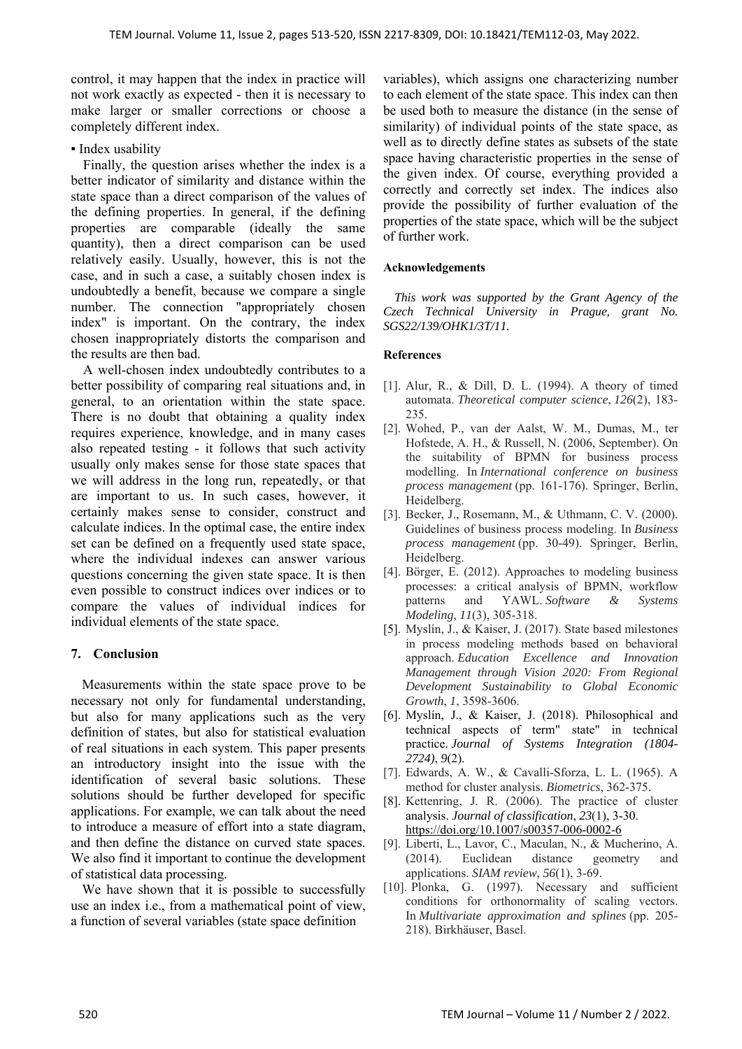control, it may happen that the index in practice will not work exactly as expected - then it is necessary to make larger or smaller corrections or choose a completely different index.

▪ Index usability

Finally, the question arises whether the index is a better indicator of similarity and distance within the state space than a direct comparison of the values of the defining properties. In general, if the defining properties are comparable (ideally the same quantity), then a direct comparison can be used relatively easily. Usually, however, this is not the case, and in such a case, a suitably chosen index is undoubtedly a benefit, because we compare a single number. The connection "appropriately chosen index" is important. On the contrary, the index chosen inappropriately distorts the comparison and the results are then bad.

A well-chosen index undoubtedly contributes to a better possibility of comparing real situations and, in general, to an orientation within the state space. There is no doubt that obtaining a quality index requires experience, knowledge, and in many cases also repeated testing - it follows that such activity usually only makes sense for those state spaces that we will address in the long run, repeatedly, or that are important to us. In such cases, however, it certainly makes sense to consider, construct and calculate indices. In the optimal case, the entire index set can be defined on a frequently used state space, where the individual indexes can answer various questions concerning the given state space. It is then even possible to construct indices over indices or to compare the values of individual indices for individual elements of the state space.

## 7. Conclusion

Measurements within the state space prove to be necessary not only for fundamental understanding, but also for many applications such as the very definition of states, but also for statistical evaluation of real situations in each system. This paper presents an introductory insight into the issue with the identification of several basic solutions. These solutions should be further developed for specific applications. For example, we can talk about the need to introduce a measure of effort into a state diagram, and then define the distance on curved state spaces. We also find it important to continue the development of statistical data processing.

We have shown that it is possible to successfully use an index i.e., from a mathematical point of view, a function of several variables (state space definition variables), which assigns one characterizing number to each element of the state space. This index can then be used both to measure the distance (in the sense of similarity) of individual points of the state space, as well as to directly define states as subsets of the state space having characteristic properties in the sense of the given index. Of course, everything provided a correctly and correctly set index. The indices also provide the possibility of further evaluation of the properties of the state space, which will be the subject of further work.

### Acknowledgements

*This work was supported by the Grant Agency of the Czech Technical University in Prague, grant No. SGS22/139/OHK1/3T/11.*

### References

[1]. Alur, R., & Dill, D. L. (1994). A theory of timed automata. *Theoretical computer science*, *126*(2), 183-235.

[2]. Wohed, P., van der Aalst, W. M., Dumas, M., ter Hofstede, A. H., & Russell, N. (2006, September). On the suitability of BPMN for business process modelling. In *International conference on business process management* (pp. 161-176). Springer, Berlin, Heidelberg.

[3]. Becker, J., Rosemann, M., & Uthmann, C. V. (2000). Guidelines of business process modeling. In *Business process management* (pp. 30-49). Springer, Berlin, Heidelberg.

[4]. Börger, E. (2012). Approaches to modeling business processes: a critical analysis of BPMN, workflow patterns and YAWL. *Software & Systems Modeling*, *11*(3), 305-318.

[5]. Myslín, J., & Kaiser, J. (2017). State based milestones in process modeling methods based on behavioral approach. *Education Excellence and Innovation Management through Vision 2020: From Regional Development Sustainability to Global Economic Growth*, *1*, 3598-3606.

[6]. Myslín, J., & Kaiser, J. (2018). Philosophical and technical aspects of term" state" in technical practice. *Journal of Systems Integration (1804-2724)*, *9*(2).

[7]. Edwards, A. W., & Cavalli-Sforza, L. L. (1965). A method for cluster analysis. *Biometrics*, 362-375.

[8]. Kettenring, J. R. (2006). The practice of cluster analysis. *Journal of classification*, *23*(1), 3-30. https://doi.org/10.1007/s00357-006-0002-6

[9]. Liberti, L., Lavor, C., Maculan, N., & Mucherino, A. (2014). Euclidean distance geometry and applications. *SIAM review*, *56*(1), 3-69.

[10]. Plonka, G. (1997). Necessary and sufficient conditions for orthonormality of scaling vectors. In *Multivariate approximation and splines* (pp. 205-218). Birkhäuser, Basel.